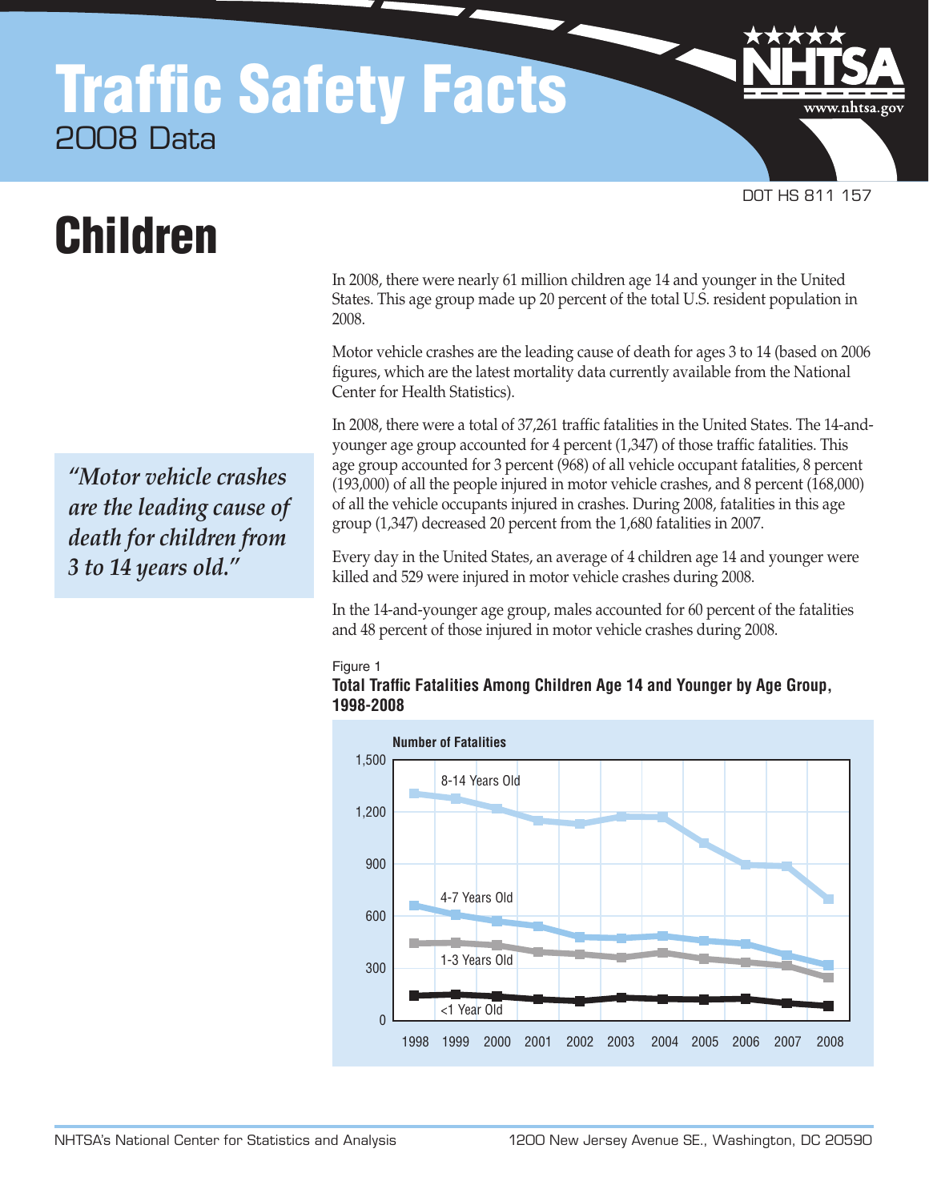# Traffic Safety Facts

2008 Data

DOT HS 811 157

# Children

In 2008, there were nearly 61 million children age 14 and younger in the United States. This age group made up 20 percent of the total U.S. resident population in 2008.

Motor vehicle crashes are the leading cause of death for ages 3 to 14 (based on 2006 figures, which are the latest mortality data currently available from the National Center for Health Statistics).

In 2008, there were a total of 37,261 traffic fatalities in the United States. The 14-and-younger age group accounted for 4 percent (1,347) of those traffic fatalities. This age group accounted for 3 percent (968) of all vehicle occupant fatalities, 8 percent (193,000) of all the people injured in motor vehicle crashes, and 8 percent (168,000) of all the vehicle occupants injured in crashes. During 2008, fatalities in this age group (1,347) decreased 20 percent from the 1,680 fatalities in 2007.

> *"Motor vehicle crashes are the leading cause of death for children from 3 to 14 years old."*

Every day in the United States, an average of 4 children age 14 and younger were killed and 529 were injured in motor vehicle crashes during 2008.

In the 14-and-younger age group, males accounted for 60 percent of the fatalities and 48 percent of those injured in motor vehicle crashes during 2008.

Figure 1

**Total Traffic Fatalities Among Children Age 14 and Younger by Age Group, 1998-2008**

Number of Fatalities

Series: 8-14 Years Old, 4-7 Years Old, 1-3 Years Old, <1 Year Old

Y-axis: 0, 300, 600, 900, 1,200, 1,500

X-axis: 1998, 1999, 2000, 2001, 2002, 2003, 2004, 2005, 2006, 2007, 2008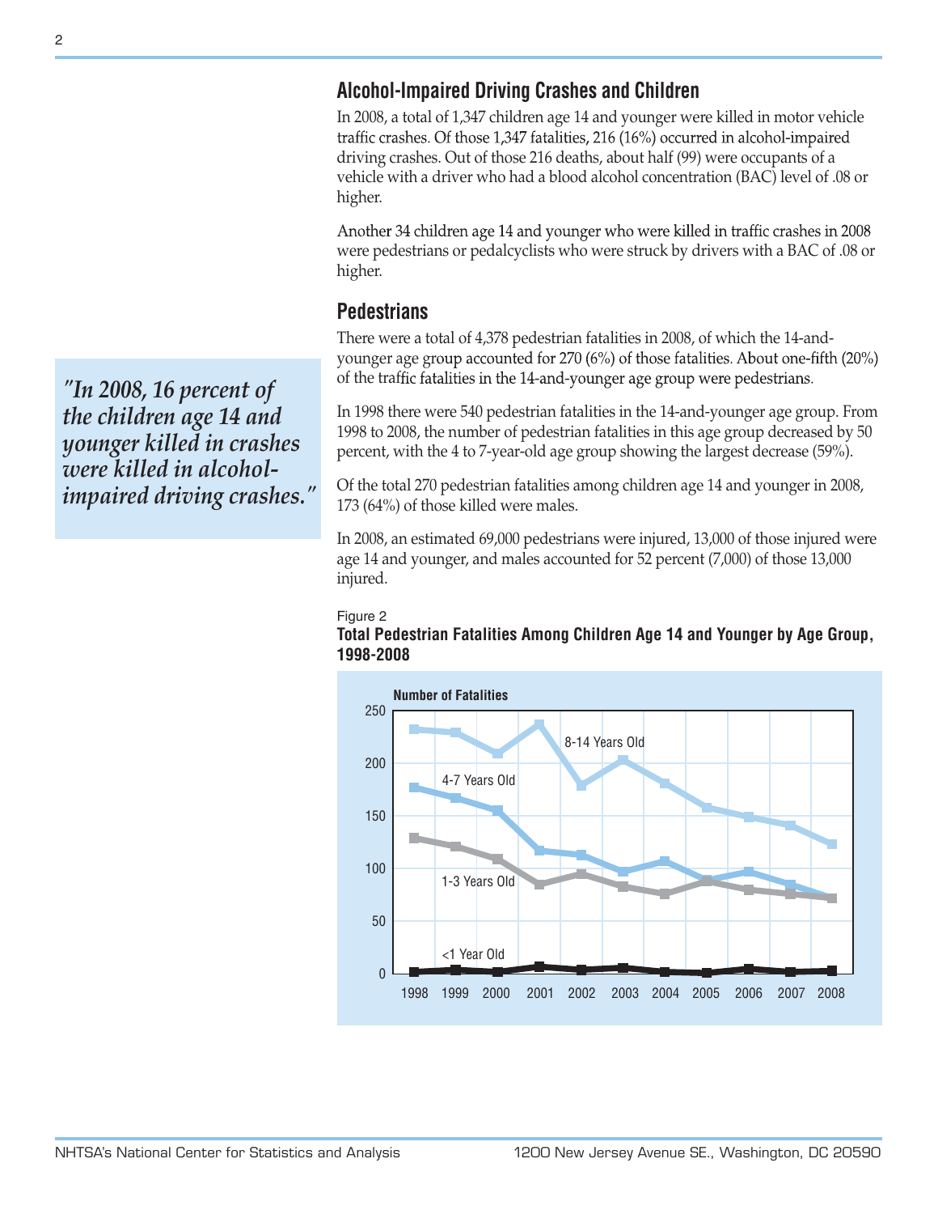## Alcohol-Impaired Driving Crashes and Children

In 2008, a total of 1,347 children age 14 and younger were killed in motor vehicle traffic crashes. Of those 1,347 fatalities, 216 (16%) occurred in alcohol-impaired driving crashes. Out of those 216 deaths, about half (99) were occupants of a vehicle with a driver who had a blood alcohol concentration (BAC) level of .08 or higher.

Another 34 children age 14 and younger who were killed in traffic crashes in 2008 were pedestrians or pedalcyclists who were struck by drivers with a BAC of .08 or higher.

*"In 2008, 16 percent of the children age 14 and younger killed in crashes were killed in alcohol-impaired driving crashes."*

## Pedestrians

There were a total of 4,378 pedestrian fatalities in 2008, of which the 14-and-younger age group accounted for 270 (6%) of those fatalities. About one-fifth (20%) of the traffic fatalities in the 14-and-younger age group were pedestrians.

In 1998 there were 540 pedestrian fatalities in the 14-and-younger age group. From 1998 to 2008, the number of pedestrian fatalities in this age group decreased by 50 percent, with the 4 to 7-year-old age group showing the largest decrease (59%).

Of the total 270 pedestrian fatalities among children age 14 and younger in 2008, 173 (64%) of those killed were males.

In 2008, an estimated 69,000 pedestrians were injured, 13,000 of those injured were age 14 and younger, and males accounted for 52 percent (7,000) of those 13,000 injured.

Figure 2

**Total Pedestrian Fatalities Among Children Age 14 and Younger by Age Group, 1998-2008**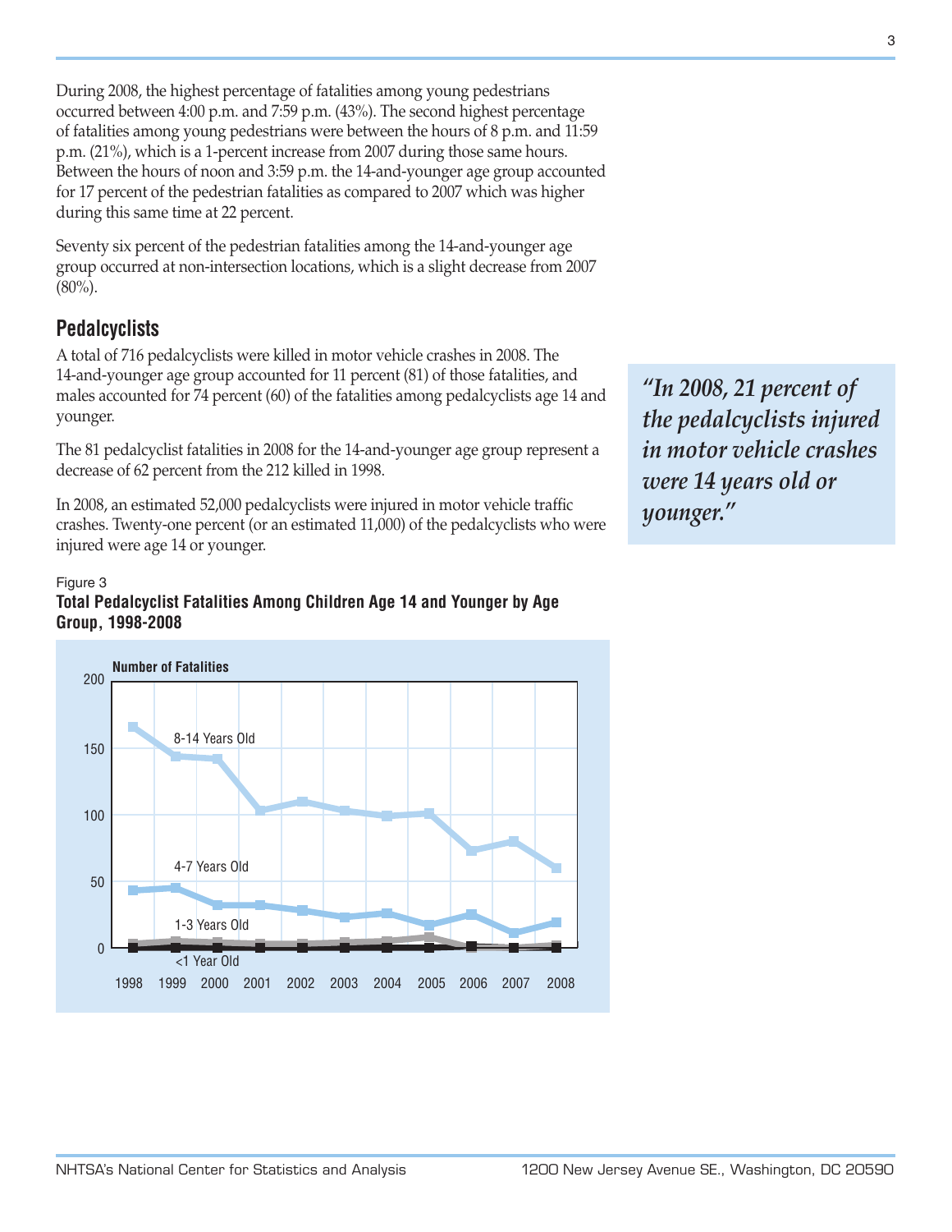During 2008, the highest percentage of fatalities among young pedestrians occurred between 4:00 p.m. and 7:59 p.m. (43%). The second highest percentage of fatalities among young pedestrians were between the hours of 8 p.m. and 11:59 p.m. (21%), which is a 1-percent increase from 2007 during those same hours. Between the hours of noon and 3:59 p.m. the 14-and-younger age group accounted for 17 percent of the pedestrian fatalities as compared to 2007 which was higher during this same time at 22 percent.

Seventy six percent of the pedestrian fatalities among the 14-and-younger age group occurred at non-intersection locations, which is a slight decrease from 2007 (80%).

## Pedalcyclists

A total of 716 pedalcyclists were killed in motor vehicle crashes in 2008. The 14-and-younger age group accounted for 11 percent (81) of those fatalities, and males accounted for 74 percent (60) of the fatalities among pedalcyclists age 14 and younger.

The 81 pedalcyclist fatalities in 2008 for the 14-and-younger age group represent a decrease of 62 percent from the 212 killed in 1998.

In 2008, an estimated 52,000 pedalcyclists were injured in motor vehicle traffic crashes. Twenty-one percent (or an estimated 11,000) of the pedalcyclists who were injured were age 14 or younger.

*"In 2008, 21 percent of the pedalcyclists injured in motor vehicle crashes were 14 years old or younger."*

Figure 3
**Total Pedalcyclist Fatalities Among Children Age 14 and Younger by Age Group, 1998-2008**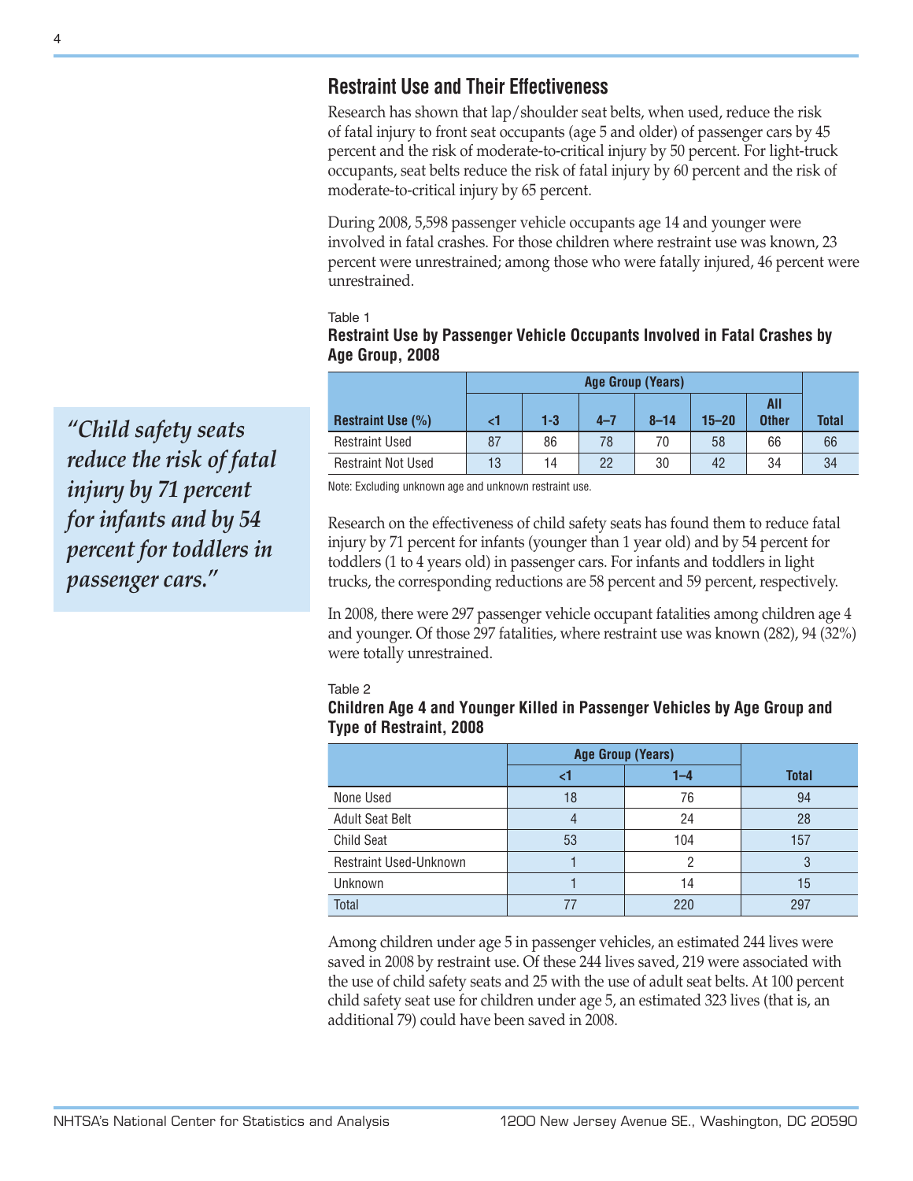## Restraint Use and Their Effectiveness

Research has shown that lap/shoulder seat belts, when used, reduce the risk of fatal injury to front seat occupants (age 5 and older) of passenger cars by 45 percent and the risk of moderate-to-critical injury by 50 percent. For light-truck occupants, seat belts reduce the risk of fatal injury by 60 percent and the risk of moderate-to-critical injury by 65 percent.

During 2008, 5,598 passenger vehicle occupants age 14 and younger were involved in fatal crashes. For those children where restraint use was known, 23 percent were unrestrained; among those who were fatally injured, 46 percent were unrestrained.

*"Child safety seats reduce the risk of fatal injury by 71 percent for infants and by 54 percent for toddlers in passenger cars."*

Table 1

**Restraint Use by Passenger Vehicle Occupants Involved in Fatal Crashes by Age Group, 2008**

| | Age Group (Years) | | | | | | |
|---|---|---|---|---|---|---|---|
| **Restraint Use (%)** | **<1** | **1-3** | **4–7** | **8–14** | **15–20** | **All Other** | **Total** |
| Restraint Used | 87 | 86 | 78 | 70 | 58 | 66 | 66 |
| Restraint Not Used | 13 | 14 | 22 | 30 | 42 | 34 | 34 |

Note: Excluding unknown age and unknown restraint use.

Research on the effectiveness of child safety seats has found them to reduce fatal injury by 71 percent for infants (younger than 1 year old) and by 54 percent for toddlers (1 to 4 years old) in passenger cars. For infants and toddlers in light trucks, the corresponding reductions are 58 percent and 59 percent, respectively.

In 2008, there were 297 passenger vehicle occupant fatalities among children age 4 and younger. Of those 297 fatalities, where restraint use was known (282), 94 (32%) were totally unrestrained.

Table 2

**Children Age 4 and Younger Killed in Passenger Vehicles by Age Group and Type of Restraint, 2008**

| | Age Group (Years) | | |
|---|---|---|---|
| | **<1** | **1–4** | **Total** |
| None Used | 18 | 76 | 94 |
| Adult Seat Belt | 4 | 24 | 28 |
| Child Seat | 53 | 104 | 157 |
| Restraint Used-Unknown | 1 | 2 | 3 |
| Unknown | 1 | 14 | 15 |
| Total | 77 | 220 | 297 |

Among children under age 5 in passenger vehicles, an estimated 244 lives were saved in 2008 by restraint use. Of these 244 lives saved, 219 were associated with the use of child safety seats and 25 with the use of adult seat belts. At 100 percent child safety seat use for children under age 5, an estimated 323 lives (that is, an additional 79) could have been saved in 2008.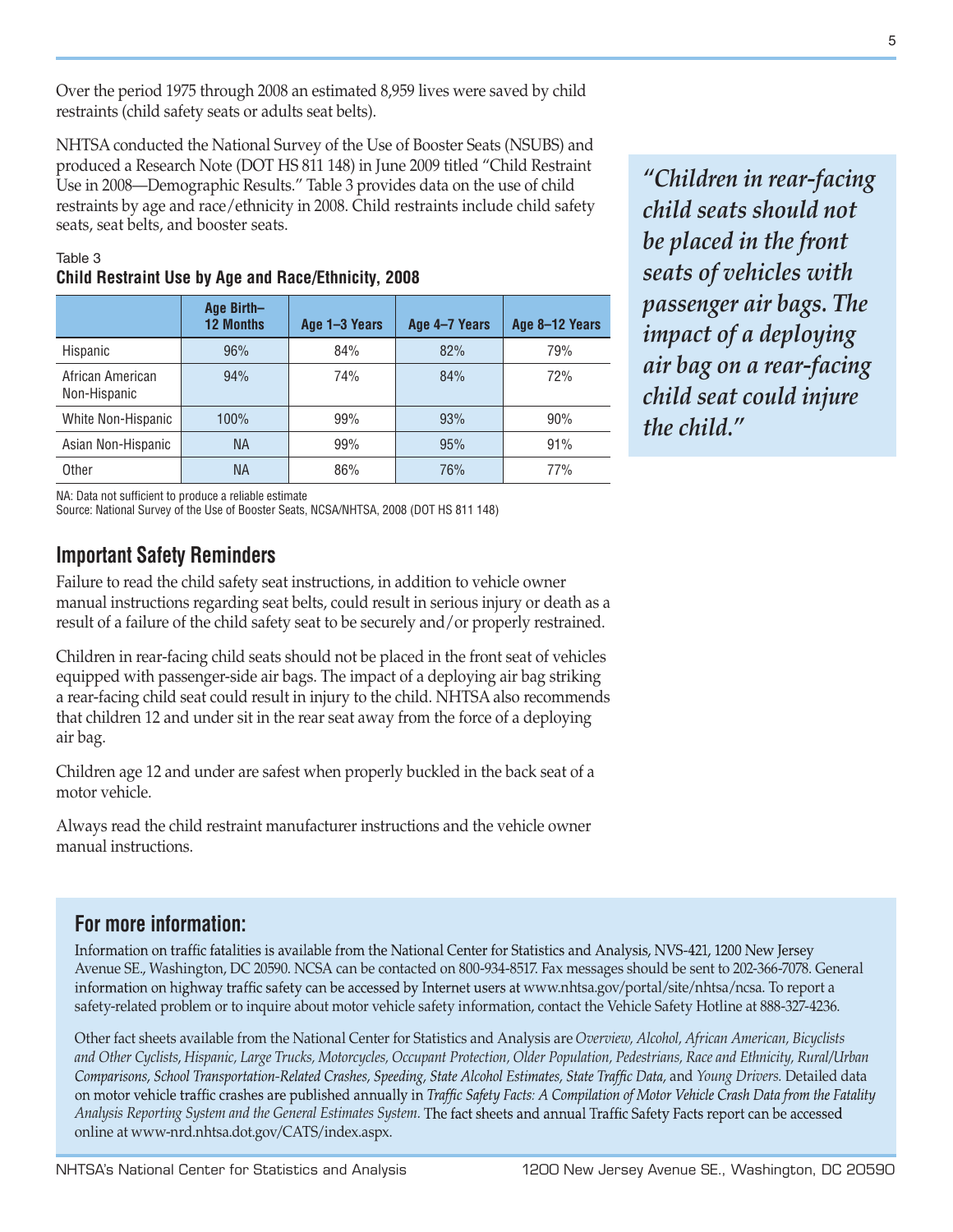Over the period 1975 through 2008 an estimated 8,959 lives were saved by child restraints (child safety seats or adults seat belts).

NHTSA conducted the National Survey of the Use of Booster Seats (NSUBS) and produced a Research Note (DOT HS 811 148) in June 2009 titled "Child Restraint Use in 2008—Demographic Results." Table 3 provides data on the use of child restraints by age and race/ethnicity in 2008. Child restraints include child safety seats, seat belts, and booster seats.

> *"Children in rear-facing child seats should not be placed in the front seats of vehicles with passenger air bags. The impact of a deploying air bag on a rear-facing child seat could injure the child."*

Table 3
**Child Restraint Use by Age and Race/Ethnicity, 2008**

| | Age Birth–12 Months | Age 1–3 Years | Age 4–7 Years | Age 8–12 Years |
|---|---|---|---|---|
| Hispanic | 96% | 84% | 82% | 79% |
| African American Non-Hispanic | 94% | 74% | 84% | 72% |
| White Non-Hispanic | 100% | 99% | 93% | 90% |
| Asian Non-Hispanic | NA | 99% | 95% | 91% |
| Other | NA | 86% | 76% | 77% |

NA: Data not sufficient to produce a reliable estimate
Source: National Survey of the Use of Booster Seats, NCSA/NHTSA, 2008 (DOT HS 811 148)

## Important Safety Reminders

Failure to read the child safety seat instructions, in addition to vehicle owner manual instructions regarding seat belts, could result in serious injury or death as a result of a failure of the child safety seat to be securely and/or properly restrained.

Children in rear-facing child seats should not be placed in the front seat of vehicles equipped with passenger-side air bags. The impact of a deploying air bag striking a rear-facing child seat could result in injury to the child. NHTSA also recommends that children 12 and under sit in the rear seat away from the force of a deploying air bag.

Children age 12 and under are safest when properly buckled in the back seat of a motor vehicle.

Always read the child restraint manufacturer instructions and the vehicle owner manual instructions.

## For more information:

Information on traffic fatalities is available from the National Center for Statistics and Analysis, NVS-421, 1200 New Jersey Avenue SE., Washington, DC 20590. NCSA can be contacted on 800-934-8517. Fax messages should be sent to 202-366-7078. General information on highway traffic safety can be accessed by Internet users at www.nhtsa.gov/portal/site/nhtsa/ncsa. To report a safety-related problem or to inquire about motor vehicle safety information, contact the Vehicle Safety Hotline at 888-327-4236.

Other fact sheets available from the National Center for Statistics and Analysis are *Overview, Alcohol, African American, Bicyclists and Other Cyclists, Hispanic, Large Trucks, Motorcycles, Occupant Protection, Older Population, Pedestrians, Race and Ethnicity, Rural/Urban Comparisons, School Transportation-Related Crashes, Speeding, State Alcohol Estimates, State Traffic Data,* and *Young Drivers.* Detailed data on motor vehicle traffic crashes are published annually in *Traffic Safety Facts: A Compilation of Motor Vehicle Crash Data from the Fatality Analysis Reporting System and the General Estimates System.* The fact sheets and annual Traffic Safety Facts report can be accessed online at www-nrd.nhtsa.dot.gov/CATS/index.aspx.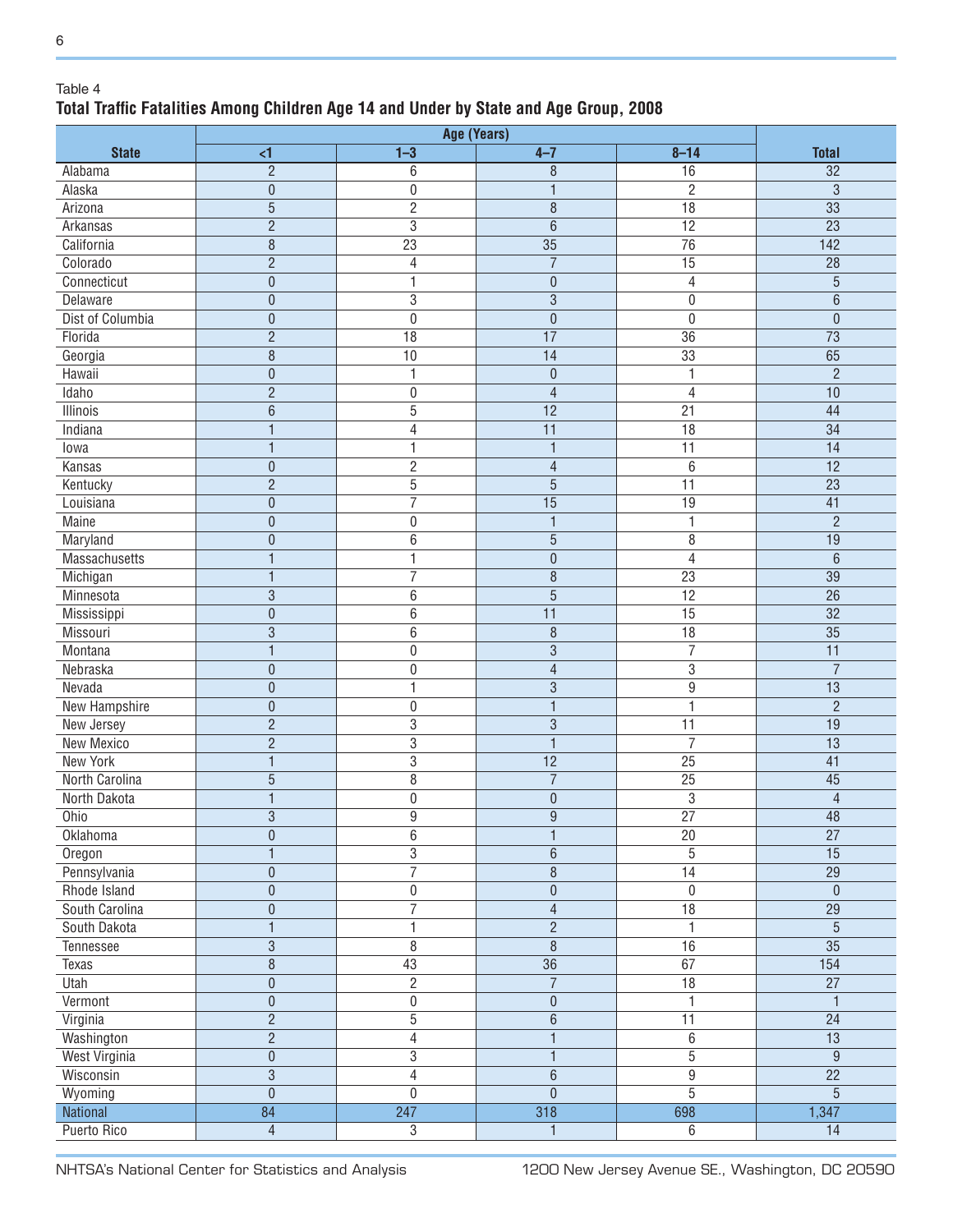Table 4

**Total Traffic Fatalities Among Children Age 14 and Under by State and Age Group, 2008**

| State | Age (Years) | | | | Total |
|---|---|---|---|---|---|
| | <1 | 1–3 | 4–7 | 8–14 | |
| Alabama | 2 | 6 | 8 | 16 | 32 |
| Alaska | 0 | 0 | 1 | 2 | 3 |
| Arizona | 5 | 2 | 8 | 18 | 33 |
| Arkansas | 2 | 3 | 6 | 12 | 23 |
| California | 8 | 23 | 35 | 76 | 142 |
| Colorado | 2 | 4 | 7 | 15 | 28 |
| Connecticut | 0 | 1 | 0 | 4 | 5 |
| Delaware | 0 | 3 | 3 | 0 | 6 |
| Dist of Columbia | 0 | 0 | 0 | 0 | 0 |
| Florida | 2 | 18 | 17 | 36 | 73 |
| Georgia | 8 | 10 | 14 | 33 | 65 |
| Hawaii | 0 | 1 | 0 | 1 | 2 |
| Idaho | 2 | 0 | 4 | 4 | 10 |
| Illinois | 6 | 5 | 12 | 21 | 44 |
| Indiana | 1 | 4 | 11 | 18 | 34 |
| Iowa | 1 | 1 | 1 | 11 | 14 |
| Kansas | 0 | 2 | 4 | 6 | 12 |
| Kentucky | 2 | 5 | 5 | 11 | 23 |
| Louisiana | 0 | 7 | 15 | 19 | 41 |
| Maine | 0 | 0 | 1 | 1 | 2 |
| Maryland | 0 | 6 | 5 | 8 | 19 |
| Massachusetts | 1 | 1 | 0 | 4 | 6 |
| Michigan | 1 | 7 | 8 | 23 | 39 |
| Minnesota | 3 | 6 | 5 | 12 | 26 |
| Mississippi | 0 | 6 | 11 | 15 | 32 |
| Missouri | 3 | 6 | 8 | 18 | 35 |
| Montana | 1 | 0 | 3 | 7 | 11 |
| Nebraska | 0 | 0 | 4 | 3 | 7 |
| Nevada | 0 | 1 | 3 | 9 | 13 |
| New Hampshire | 0 | 0 | 1 | 1 | 2 |
| New Jersey | 2 | 3 | 3 | 11 | 19 |
| New Mexico | 2 | 3 | 1 | 7 | 13 |
| New York | 1 | 3 | 12 | 25 | 41 |
| North Carolina | 5 | 8 | 7 | 25 | 45 |
| North Dakota | 1 | 0 | 0 | 3 | 4 |
| Ohio | 3 | 9 | 9 | 27 | 48 |
| Oklahoma | 0 | 6 | 1 | 20 | 27 |
| Oregon | 1 | 3 | 6 | 5 | 15 |
| Pennsylvania | 0 | 7 | 8 | 14 | 29 |
| Rhode Island | 0 | 0 | 0 | 0 | 0 |
| South Carolina | 0 | 7 | 4 | 18 | 29 |
| South Dakota | 1 | 1 | 2 | 1 | 5 |
| Tennessee | 3 | 8 | 8 | 16 | 35 |
| Texas | 8 | 43 | 36 | 67 | 154 |
| Utah | 0 | 2 | 7 | 18 | 27 |
| Vermont | 0 | 0 | 0 | 1 | 1 |
| Virginia | 2 | 5 | 6 | 11 | 24 |
| Washington | 2 | 4 | 1 | 6 | 13 |
| West Virginia | 0 | 3 | 1 | 5 | 9 |
| Wisconsin | 3 | 4 | 6 | 9 | 22 |
| Wyoming | 0 | 0 | 0 | 5 | 5 |
| National | 84 | 247 | 318 | 698 | 1,347 |
| Puerto Rico | 4 | 3 | 1 | 6 | 14 |

NHTSA's National Center for Statistics and Analysis 1200 New Jersey Avenue SE., Washington, DC 20590